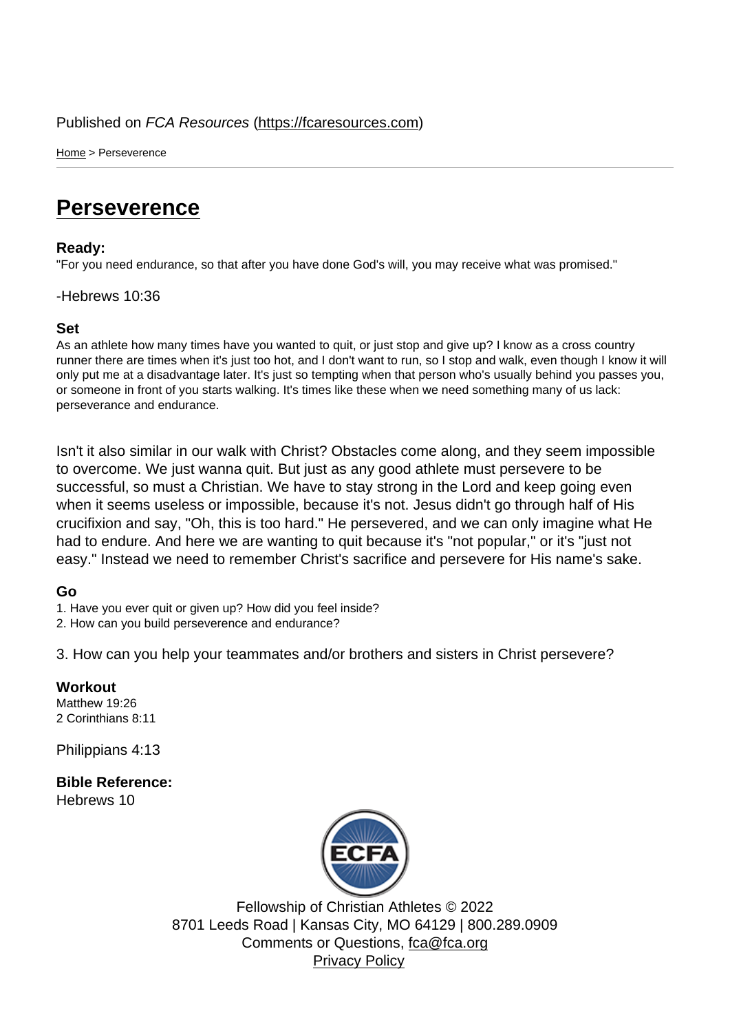Published on *FCA Resources* (https://fcaresources.com)

Home > Perseverence

# Perseverence

**Ready:**

"For you need endurance, so that after you have done God's will, you may receive what was promised."

-Hebrews 10:36

**Set**

As an athlete how many times have you wanted to quit, or just stop and give up? I know as a cross country runner there are times when it's just too hot, and I don't want to run, so I stop and walk, even though I know it will only put me at a disadvantage later. It's just so tempting when that person who's usually behind you passes you, or someone in front of you starts walking. It's times like these when we need something many of us lack: perseverance and endurance.

Isn't it also similar in our walk with Christ? Obstacles come along, and they seem impossible to overcome. We just wanna quit. But just as any good athlete must persevere to be successful, so must a Christian. We have to stay strong in the Lord and keep going even when it seems useless or impossible, because it's not. Jesus didn't go through half of His crucifixion and say, "Oh, this is too hard." He persevered, and we can only imagine what He had to endure. And here we are wanting to quit because it's "not popular," or it's "just not easy." Instead we need to remember Christ's sacrifice and persevere for His name's sake.

**Go**

1. Have you ever quit or given up? How did you feel inside?
2. How can you build perseverence and endurance?
3. How can you help your teammates and/or brothers and sisters in Christ persevere?

**Workout**

Matthew 19:26
2 Corinthians 8:11

Philippians 4:13

**Bible Reference:**
Hebrews 10

Fellowship of Christian Athletes © 2022
8701 Leeds Road | Kansas City, MO 64129 | 800.289.0909
Comments or Questions, fca@fca.org
Privacy Policy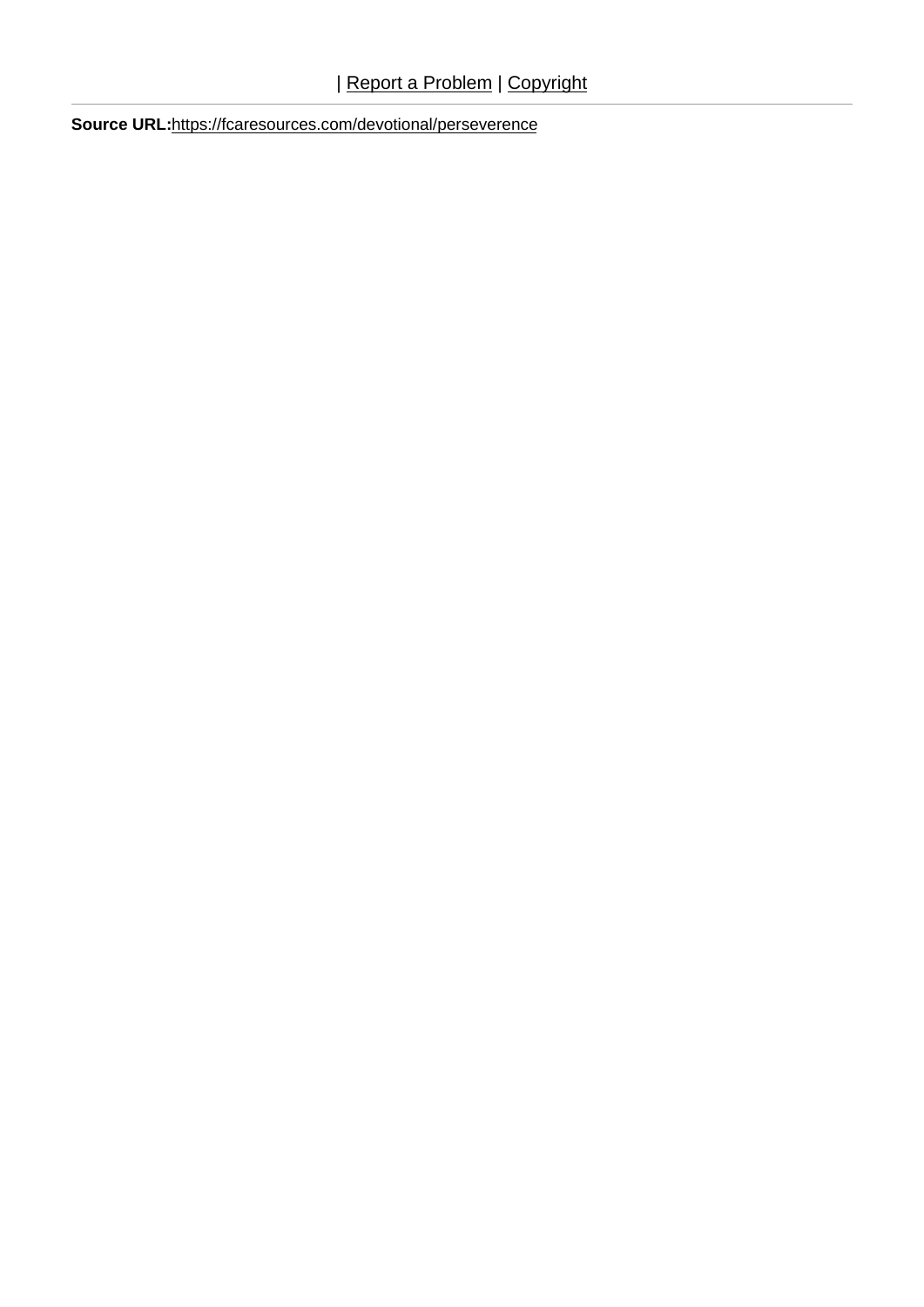| Report a Problem | Copyright

**Source URL:** https://fcaresources.com/devotional/perseverence